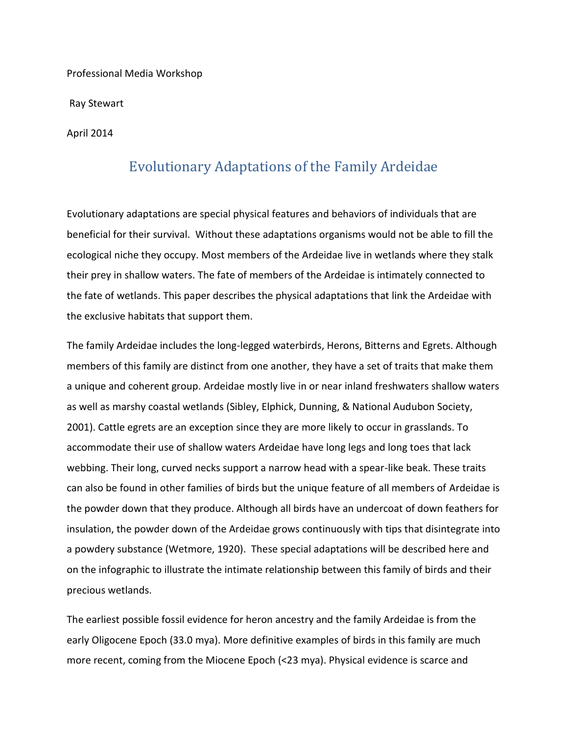Professional Media Workshop

Ray Stewart

April 2014

# Evolutionary Adaptations of the Family Ardeidae

Evolutionary adaptations are special physical features and behaviors of individuals that are beneficial for their survival. Without these adaptations organisms would not be able to fill the ecological niche they occupy. Most members of the Ardeidae live in wetlands where they stalk their prey in shallow waters. The fate of members of the Ardeidae is intimately connected to the fate of wetlands. This paper describes the physical adaptations that link the Ardeidae with the exclusive habitats that support them.

The family Ardeidae includes the long-legged waterbirds, Herons, Bitterns and Egrets. Although members of this family are distinct from one another, they have a set of traits that make them a unique and coherent group. Ardeidae mostly live in or near inland freshwaters shallow waters as well as marshy coastal wetlands (Sibley, Elphick, Dunning, & National Audubon Society, 2001). Cattle egrets are an exception since they are more likely to occur in grasslands. To accommodate their use of shallow waters Ardeidae have long legs and long toes that lack webbing. Their long, curved necks support a narrow head with a spear-like beak. These traits can also be found in other families of birds but the unique feature of all members of Ardeidae is the powder down that they produce. Although all birds have an undercoat of down feathers for insulation, the powder down of the Ardeidae grows continuously with tips that disintegrate into a powdery substance (Wetmore, 1920). These special adaptations will be described here and on the infographic to illustrate the intimate relationship between this family of birds and their precious wetlands.

The earliest possible fossil evidence for heron ancestry and the family Ardeidae is from the early Oligocene Epoch (33.0 mya). More definitive examples of birds in this family are much more recent, coming from the Miocene Epoch (<23 mya). Physical evidence is scarce and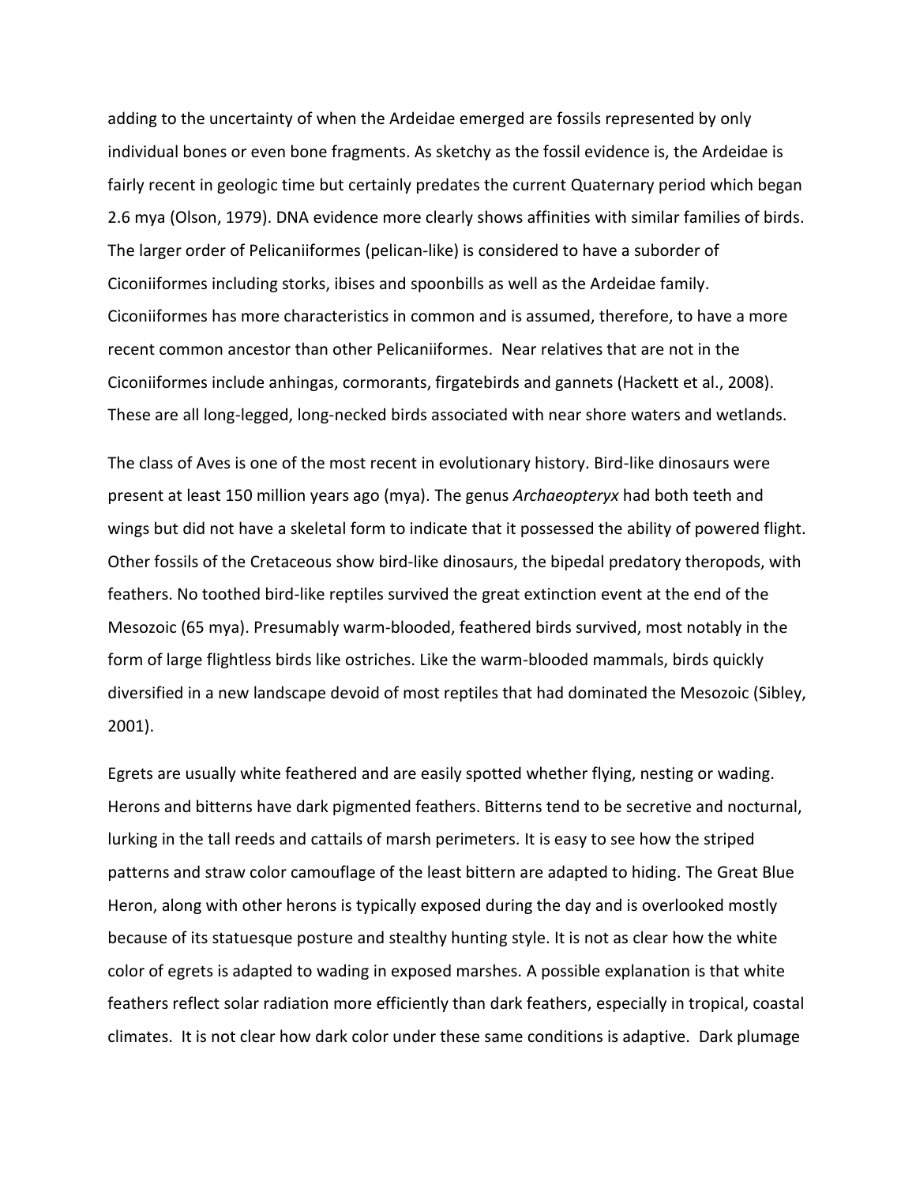adding to the uncertainty of when the Ardeidae emerged are fossils represented by only individual bones or even bone fragments. As sketchy as the fossil evidence is, the Ardeidae is fairly recent in geologic time but certainly predates the current Quaternary period which began 2.6 mya (Olson, 1979). DNA evidence more clearly shows affinities with similar families of birds. The larger order of Pelicaniiformes (pelican-like) is considered to have a suborder of Ciconiiformes including storks, ibises and spoonbills as well as the Ardeidae family. Ciconiiformes has more characteristics in common and is assumed, therefore, to have a more recent common ancestor than other Pelicaniiformes. Near relatives that are not in the Ciconiiformes include anhingas, cormorants, firgatebirds and gannets (Hackett et al., 2008). These are all long-legged, long-necked birds associated with near shore waters and wetlands.

The class of Aves is one of the most recent in evolutionary history. Bird-like dinosaurs were present at least 150 million years ago (mya). The genus *Archaeopteryx* had both teeth and wings but did not have a skeletal form to indicate that it possessed the ability of powered flight. Other fossils of the Cretaceous show bird-like dinosaurs, the bipedal predatory theropods, with feathers. No toothed bird-like reptiles survived the great extinction event at the end of the Mesozoic (65 mya). Presumably warm-blooded, feathered birds survived, most notably in the form of large flightless birds like ostriches. Like the warm-blooded mammals, birds quickly diversified in a new landscape devoid of most reptiles that had dominated the Mesozoic (Sibley, 2001).

Egrets are usually white feathered and are easily spotted whether flying, nesting or wading. Herons and bitterns have dark pigmented feathers. Bitterns tend to be secretive and nocturnal, lurking in the tall reeds and cattails of marsh perimeters. It is easy to see how the striped patterns and straw color camouflage of the least bittern are adapted to hiding. The Great Blue Heron, along with other herons is typically exposed during the day and is overlooked mostly because of its statuesque posture and stealthy hunting style. It is not as clear how the white color of egrets is adapted to wading in exposed marshes. A possible explanation is that white feathers reflect solar radiation more efficiently than dark feathers, especially in tropical, coastal climates. It is not clear how dark color under these same conditions is adaptive. Dark plumage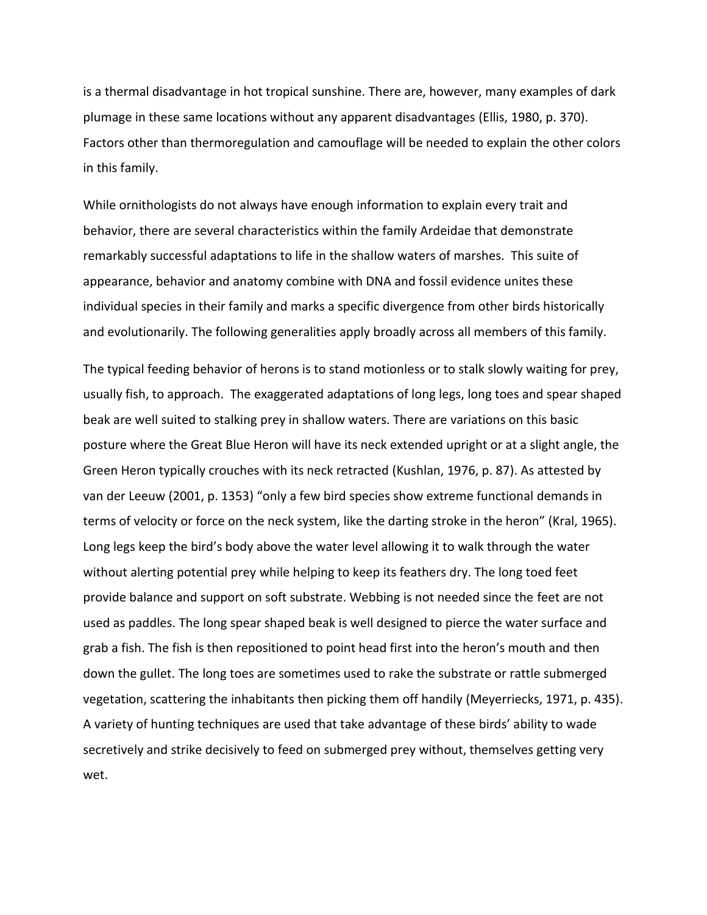is a thermal disadvantage in hot tropical sunshine. There are, however, many examples of dark plumage in these same locations without any apparent disadvantages (Ellis, 1980, p. 370). Factors other than thermoregulation and camouflage will be needed to explain the other colors in this family.

While ornithologists do not always have enough information to explain every trait and behavior, there are several characteristics within the family Ardeidae that demonstrate remarkably successful adaptations to life in the shallow waters of marshes. This suite of appearance, behavior and anatomy combine with DNA and fossil evidence unites these individual species in their family and marks a specific divergence from other birds historically and evolutionarily. The following generalities apply broadly across all members of this family.

The typical feeding behavior of herons is to stand motionless or to stalk slowly waiting for prey, usually fish, to approach. The exaggerated adaptations of long legs, long toes and spear shaped beak are well suited to stalking prey in shallow waters. There are variations on this basic posture where the Great Blue Heron will have its neck extended upright or at a slight angle, the Green Heron typically crouches with its neck retracted (Kushlan, 1976, p. 87). As attested by van der Leeuw (2001, p. 1353) "only a few bird species show extreme functional demands in terms of velocity or force on the neck system, like the darting stroke in the heron" (Kral, 1965). Long legs keep the bird's body above the water level allowing it to walk through the water without alerting potential prey while helping to keep its feathers dry. The long toed feet provide balance and support on soft substrate. Webbing is not needed since the feet are not used as paddles. The long spear shaped beak is well designed to pierce the water surface and grab a fish. The fish is then repositioned to point head first into the heron's mouth and then down the gullet. The long toes are sometimes used to rake the substrate or rattle submerged vegetation, scattering the inhabitants then picking them off handily (Meyerriecks, 1971, p. 435). A variety of hunting techniques are used that take advantage of these birds' ability to wade secretively and strike decisively to feed on submerged prey without, themselves getting very wet.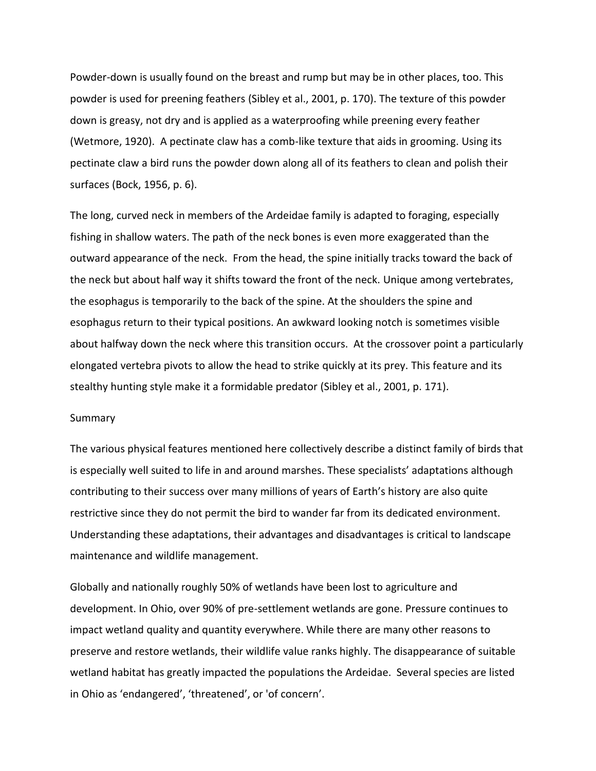Powder-down is usually found on the breast and rump but may be in other places, too. This powder is used for preening feathers (Sibley et al., 2001, p. 170). The texture of this powder down is greasy, not dry and is applied as a waterproofing while preening every feather (Wetmore, 1920). A pectinate claw has a comb-like texture that aids in grooming. Using its pectinate claw a bird runs the powder down along all of its feathers to clean and polish their surfaces (Bock, 1956, p. 6).

The long, curved neck in members of the Ardeidae family is adapted to foraging, especially fishing in shallow waters. The path of the neck bones is even more exaggerated than the outward appearance of the neck. From the head, the spine initially tracks toward the back of the neck but about half way it shifts toward the front of the neck. Unique among vertebrates, the esophagus is temporarily to the back of the spine. At the shoulders the spine and esophagus return to their typical positions. An awkward looking notch is sometimes visible about halfway down the neck where this transition occurs. At the crossover point a particularly elongated vertebra pivots to allow the head to strike quickly at its prey. This feature and its stealthy hunting style make it a formidable predator (Sibley et al., 2001, p. 171).

## Summary

The various physical features mentioned here collectively describe a distinct family of birds that is especially well suited to life in and around marshes. These specialists' adaptations although contributing to their success over many millions of years of Earth's history are also quite restrictive since they do not permit the bird to wander far from its dedicated environment. Understanding these adaptations, their advantages and disadvantages is critical to landscape maintenance and wildlife management.

Globally and nationally roughly 50% of wetlands have been lost to agriculture and development. In Ohio, over 90% of pre-settlement wetlands are gone. Pressure continues to impact wetland quality and quantity everywhere. While there are many other reasons to preserve and restore wetlands, their wildlife value ranks highly. The disappearance of suitable wetland habitat has greatly impacted the populations the Ardeidae. Several species are listed in Ohio as 'endangered', 'threatened', or 'of concern'.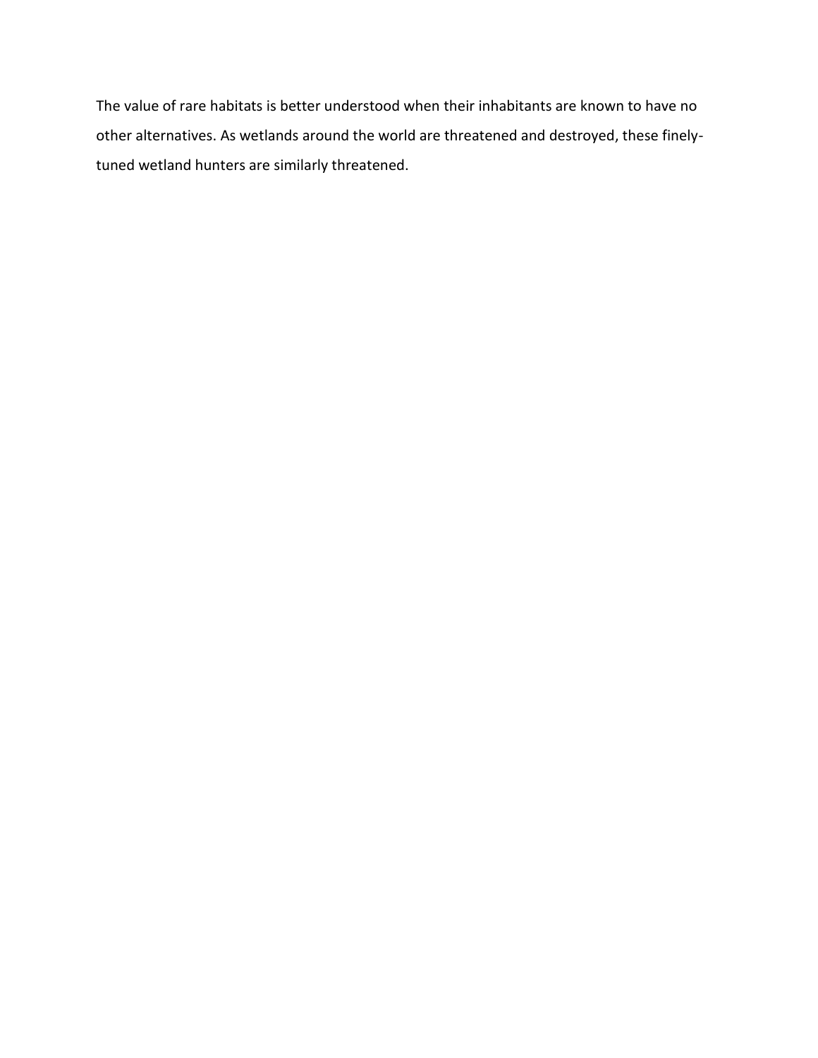The value of rare habitats is better understood when their inhabitants are known to have no other alternatives. As wetlands around the world are threatened and destroyed, these finely-tuned wetland hunters are similarly threatened.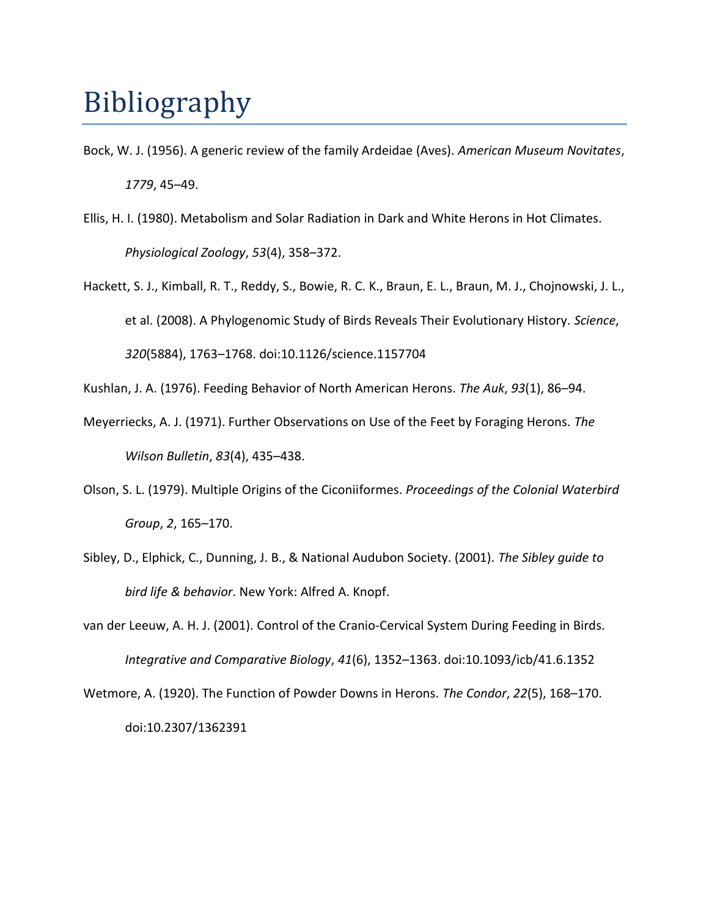# Bibliography

Bock, W. J. (1956). A generic review of the family Ardeidae (Aves). *American Museum Novitates*, *1779*, 45–49.

Ellis, H. I. (1980). Metabolism and Solar Radiation in Dark and White Herons in Hot Climates. *Physiological Zoology*, *53*(4), 358–372.

Hackett, S. J., Kimball, R. T., Reddy, S., Bowie, R. C. K., Braun, E. L., Braun, M. J., Chojnowski, J. L., et al. (2008). A Phylogenomic Study of Birds Reveals Their Evolutionary History. *Science*, *320*(5884), 1763–1768. doi:10.1126/science.1157704

Kushlan, J. A. (1976). Feeding Behavior of North American Herons. *The Auk*, *93*(1), 86–94.

Meyerriecks, A. J. (1971). Further Observations on Use of the Feet by Foraging Herons. *The Wilson Bulletin*, *83*(4), 435–438.

Olson, S. L. (1979). Multiple Origins of the Ciconiiformes. *Proceedings of the Colonial Waterbird Group*, *2*, 165–170.

Sibley, D., Elphick, C., Dunning, J. B., & National Audubon Society. (2001). *The Sibley guide to bird life & behavior*. New York: Alfred A. Knopf.

van der Leeuw, A. H. J. (2001). Control of the Cranio-Cervical System During Feeding in Birds. *Integrative and Comparative Biology*, *41*(6), 1352–1363. doi:10.1093/icb/41.6.1352

Wetmore, A. (1920). The Function of Powder Downs in Herons. *The Condor*, *22*(5), 168–170. doi:10.2307/1362391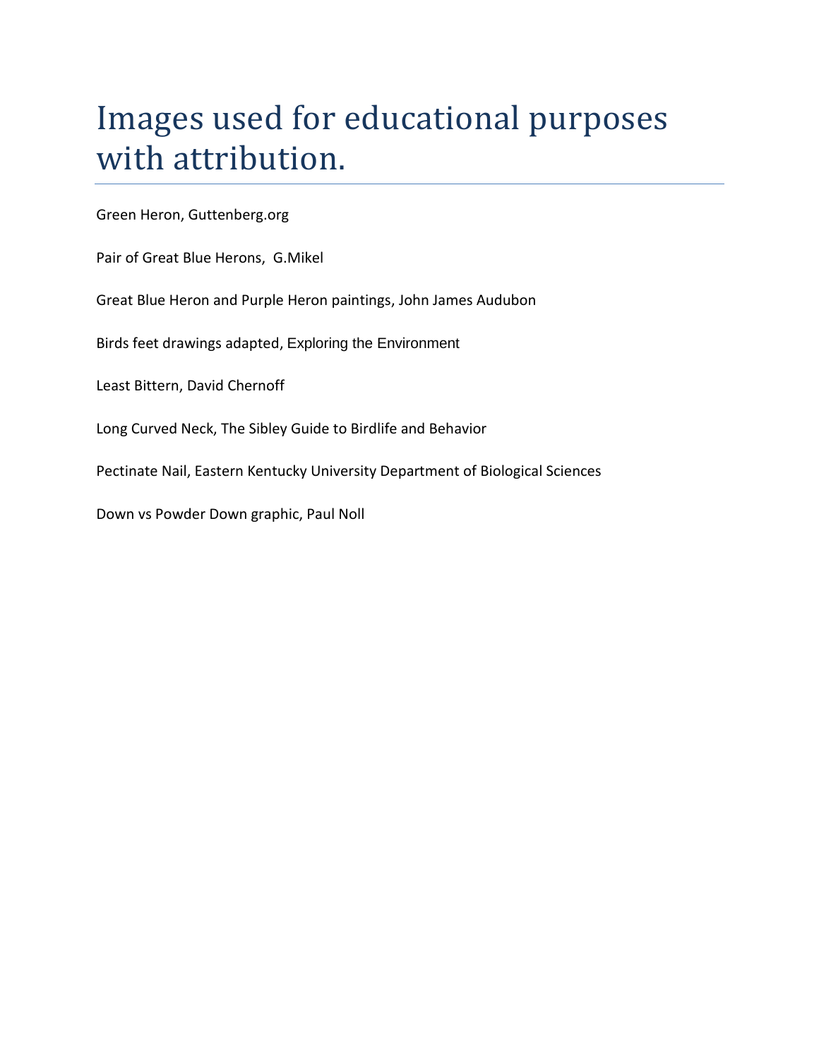# Images used for educational purposes with attribution.

Green Heron, Guttenberg.org

Pair of Great Blue Herons,  G.Mikel

Great Blue Heron and Purple Heron paintings, John James Audubon

Birds feet drawings adapted, Exploring the Environment

Least Bittern, David Chernoff

Long Curved Neck, The Sibley Guide to Birdlife and Behavior

Pectinate Nail, Eastern Kentucky University Department of Biological Sciences

Down vs Powder Down graphic, Paul Noll